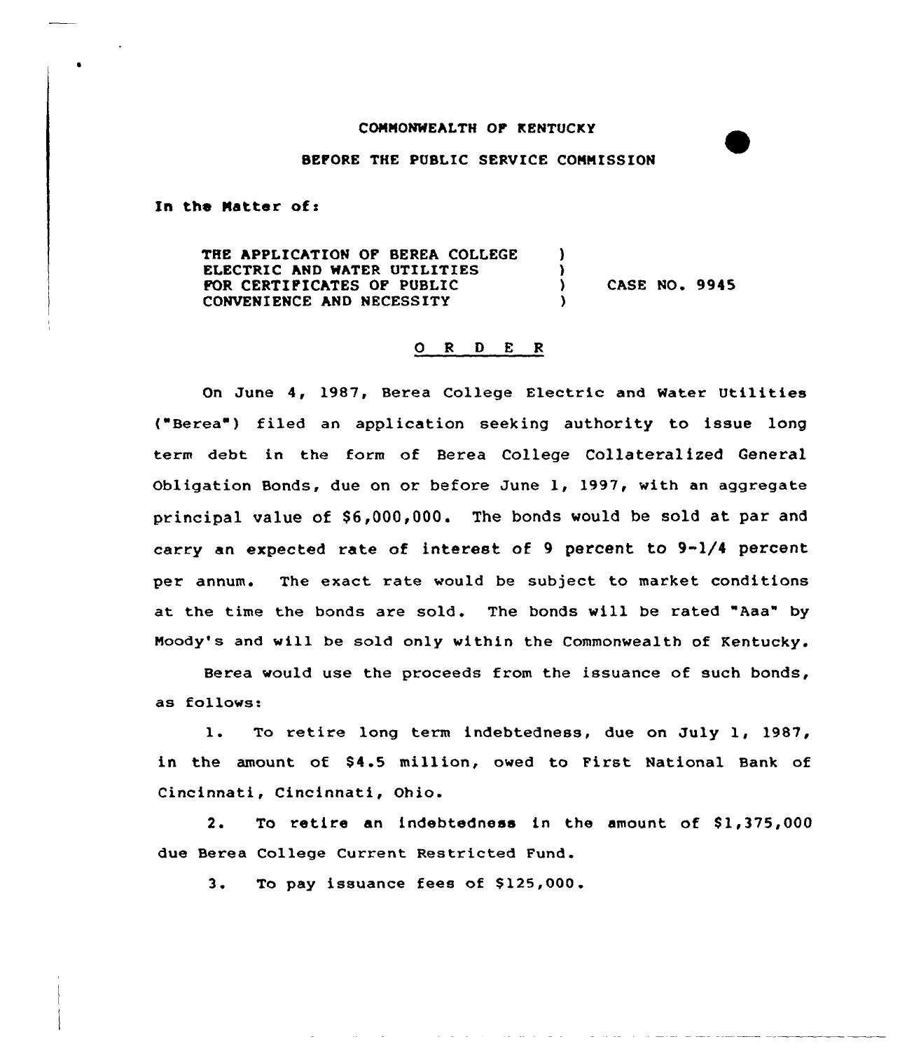COMMONWEALTH OF KENTUCKY

BEFORE THE PUBLIC SERVICE COMMISSION

In the Matter of:

| | | |
|---|---|---|
| THE APPLICATION OF BEREA COLLEGE ELECTRIC AND WATER UTILITIES FOR CERTIFICATES OF PUBLIC CONVENIENCE AND NECESSITY | ) | CASE NO. 9945 |

## O R D E R

On June 4, 1987, Berea College Electric and Water Utilities ("Berea") filed an application seeking authority to issue long term debt in the form of Berea College Collateralized General Obligation Bonds, due on or before June 1, 1997, with an aggregate principal value of $6,000,000. The bonds would be sold at par and carry an expected rate of interest of 9 percent to 9-1/4 percent per annum. The exact rate would be subject to market conditions at the time the bonds are sold. The bonds will be rated "Aaa" by Moody's and will be sold only within the Commonwealth of Kentucky.

Berea would use the proceeds from the issuance of such bonds, as follows:

1. To retire long term indebtedness, due on July 1, 1987, in the amount of $4.5 million, owed to First National Bank of Cincinnati, Cincinnati, Ohio.

2. To retire an indebtedness in the amount of $1,375,000 due Berea College Current Restricted Fund.

3. To pay issuance fees of $125,000.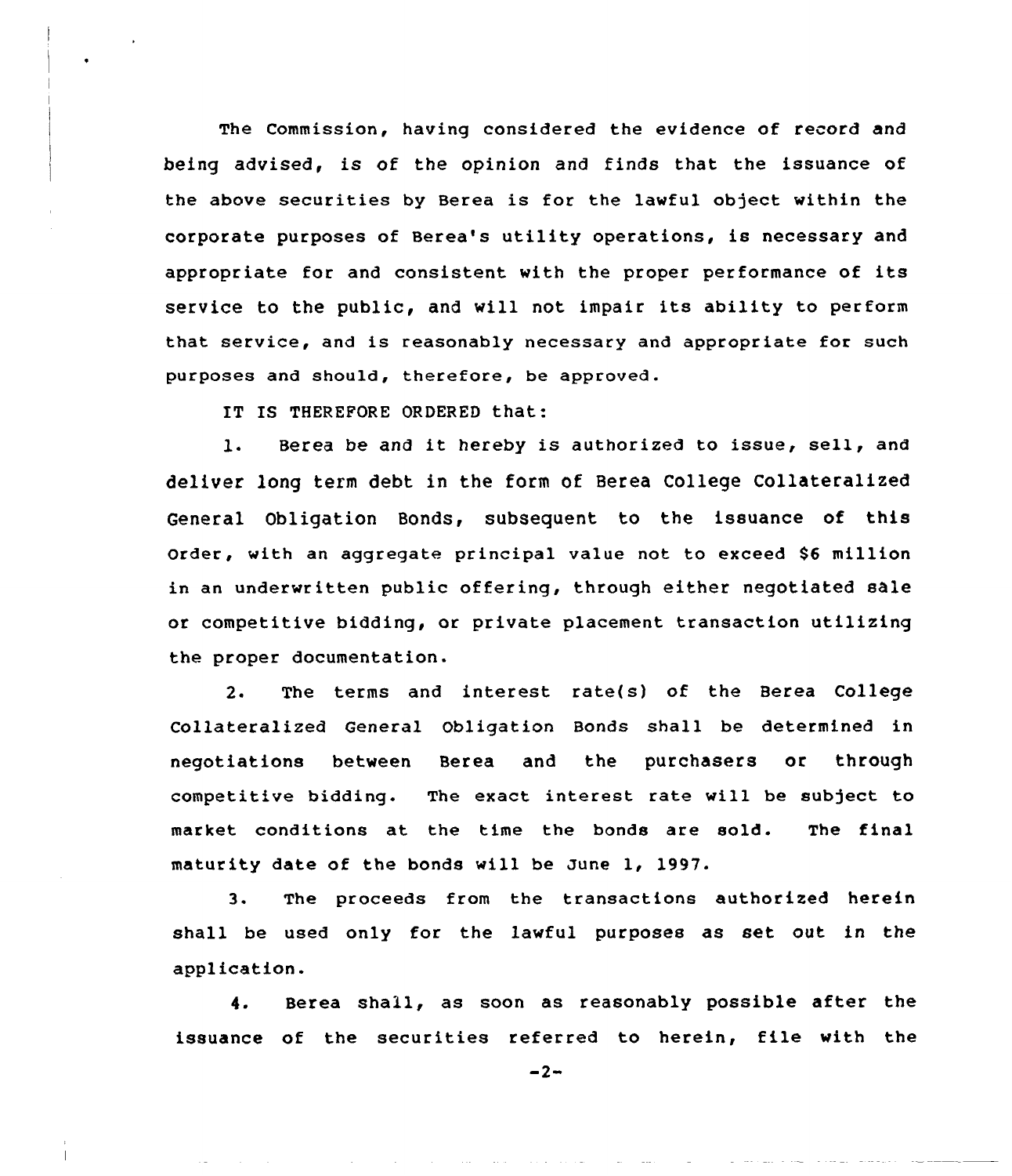The Commission, having considered the evidence of record and being advised, is of the opinion and finds that the issuance of the above securities by Berea is for the lawful object within the corporate purposes of Berea's utility operations, is necessary and appropriate for and consistent with the proper performance of its service to the public, and will not impair its ability to perform that service, and is reasonably necessary and appropriate for such purposes and should, therefore, be approved.

IT IS THEREFORE ORDERED that:

1. Berea be and it hereby is authorized to issue, sell, and deliver long term debt in the form of Berea College Collateralized General Obligation Bonds, subsequent to the issuance of this Order, with an aggregate principal value not to exceed $6 million in an underwritten public offering, through either negotiated sale or competitive bidding, or private placement transaction utilizing the proper documentation.

2. The terms and interest rate(s) of the Berea College Collateralized General Obligation Bonds shall be determined in negotiations between Berea and the purchasers or through competitive bidding. The exact interest rate will be subject to market conditions at the time the bonds are sold. The final maturity date of the bonds will be June 1, 1997.

3. The proceeds from the transactions authorized herein shall be used only for the lawful purposes as set out in the application.

4. Berea shall, as soon as reasonably possible after the issuance of the securities referred to herein, file with the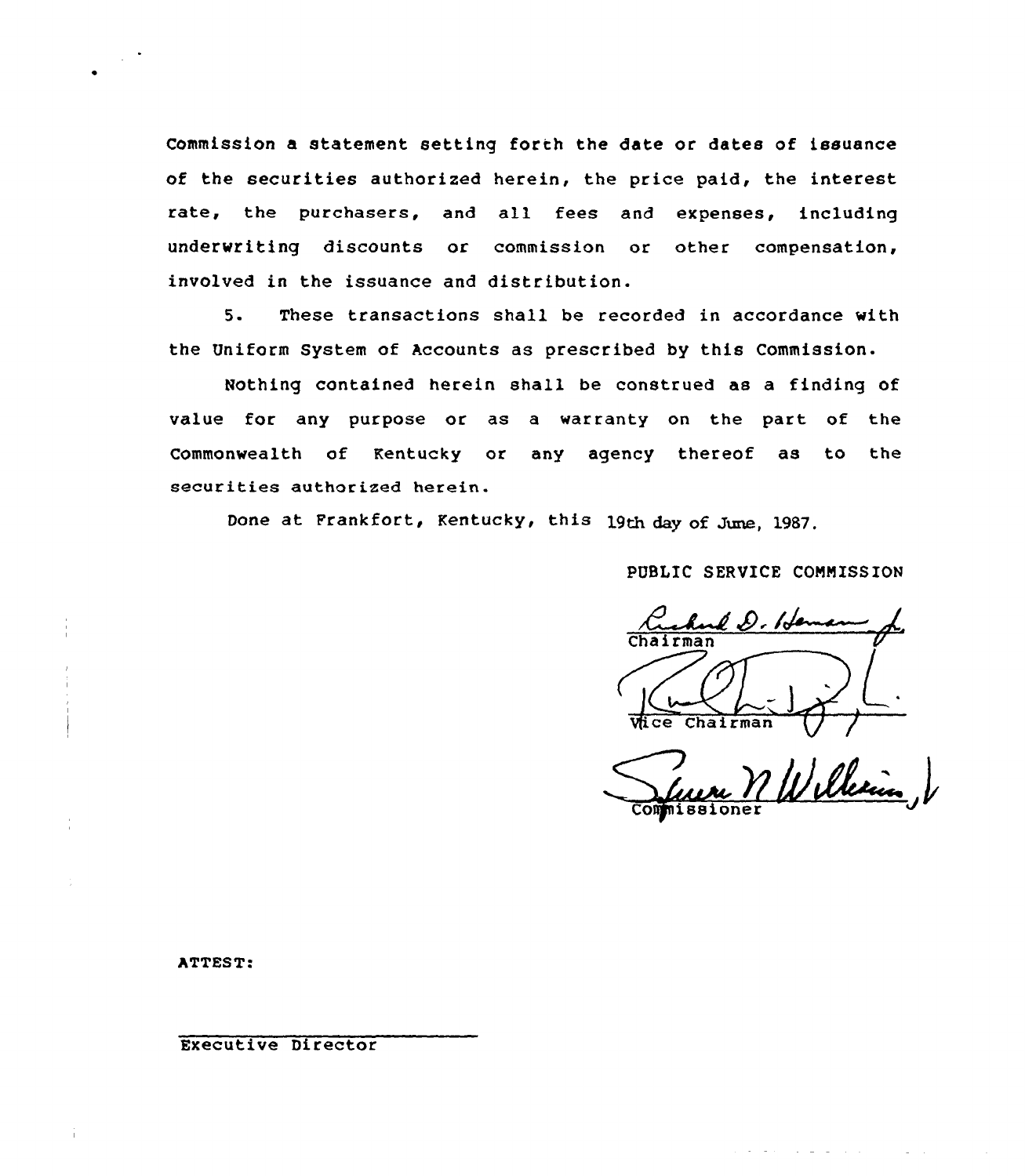Commission a statement setting forth the date or dates of issuance of the securities authorized herein, the price paid, the interest rate, the purchasers, and all fees and expenses, including underwriting discounts or commission or other compensation, involved in the issuance and distribution.

5. These transactions shall be recorded in accordance with the Uniform System of Accounts as prescribed by this Commission.

Nothing contained herein shall be construed as a finding of value for any purpose or as a warranty on the part of the Commonwealth of Kentucky or any agency thereof as to the securities authorized herein.

Done at Frankfort, Kentucky, this 19th day of June, 1987.

PUBLIC SERVICE COMMISSION

Chairman

Vice Chairman

Commissioner

ATTEST:

Executive Director